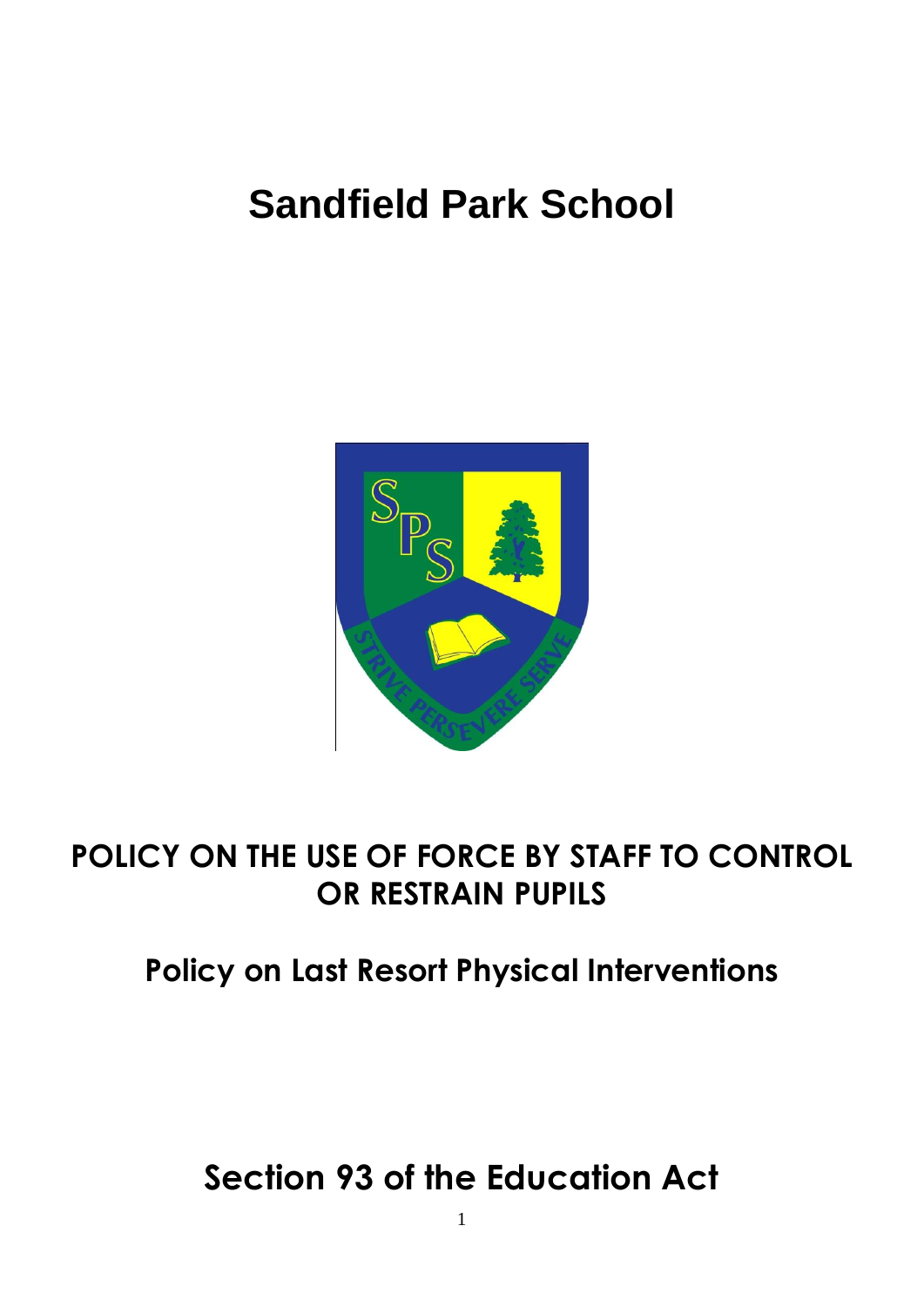# Sandfield Park School

## POLICY ON THE USE OF FORCE BY STAFF TO CONTROL OR RESTRAIN PUPILS

## Policy on Last Resort Physical Interventions

## Section 93 of the Education Act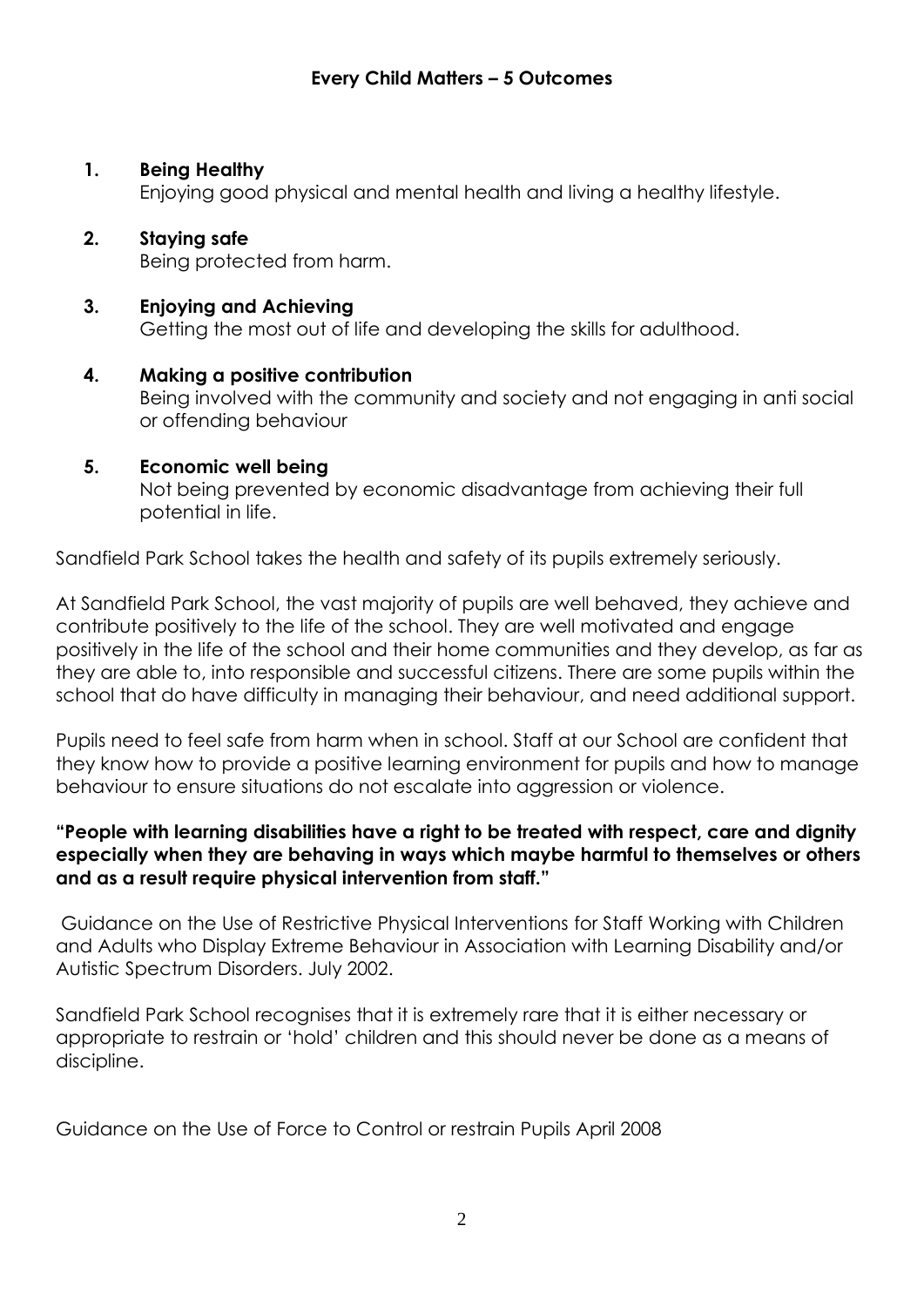## Every Child Matters – 5 Outcomes

1. **Being Healthy**
   Enjoying good physical and mental health and living a healthy lifestyle.

2. **Staying safe**
   Being protected from harm.

3. **Enjoying and Achieving**
   Getting the most out of life and developing the skills for adulthood.

4. ***Making a positive contribution***
   Being involved with the community and society and not engaging in anti social or offending behaviour

5. ***Economic well being***
   Not being prevented by economic disadvantage from achieving their full potential in life.

Sandfield Park School takes the health and safety of its pupils extremely seriously.

At Sandfield Park School, the vast majority of pupils are well behaved, they achieve and contribute positively to the life of the school. They are well motivated and engage positively in the life of the school and their home communities and they develop, as far as they are able to, into responsible and successful citizens. There are some pupils within the school that do have difficulty in managing their behaviour, and need additional support.

Pupils need to feel safe from harm when in school. Staff at our School are confident that they know how to provide a positive learning environment for pupils and how to manage behaviour to ensure situations do not escalate into aggression or violence.

**"People with learning disabilities have a right to be treated with respect, care and dignity especially when they are behaving in ways which maybe harmful to themselves or others and as a result require physical intervention from staff."**

Guidance on the Use of Restrictive Physical Interventions for Staff Working with Children and Adults who Display Extreme Behaviour in Association with Learning Disability and/or Autistic Spectrum Disorders. July 2002.

Sandfield Park School recognises that it is extremely rare that it is either necessary or appropriate to restrain or 'hold' children and this should never be done as a means of discipline.

Guidance on the Use of Force to Control or restrain Pupils April 2008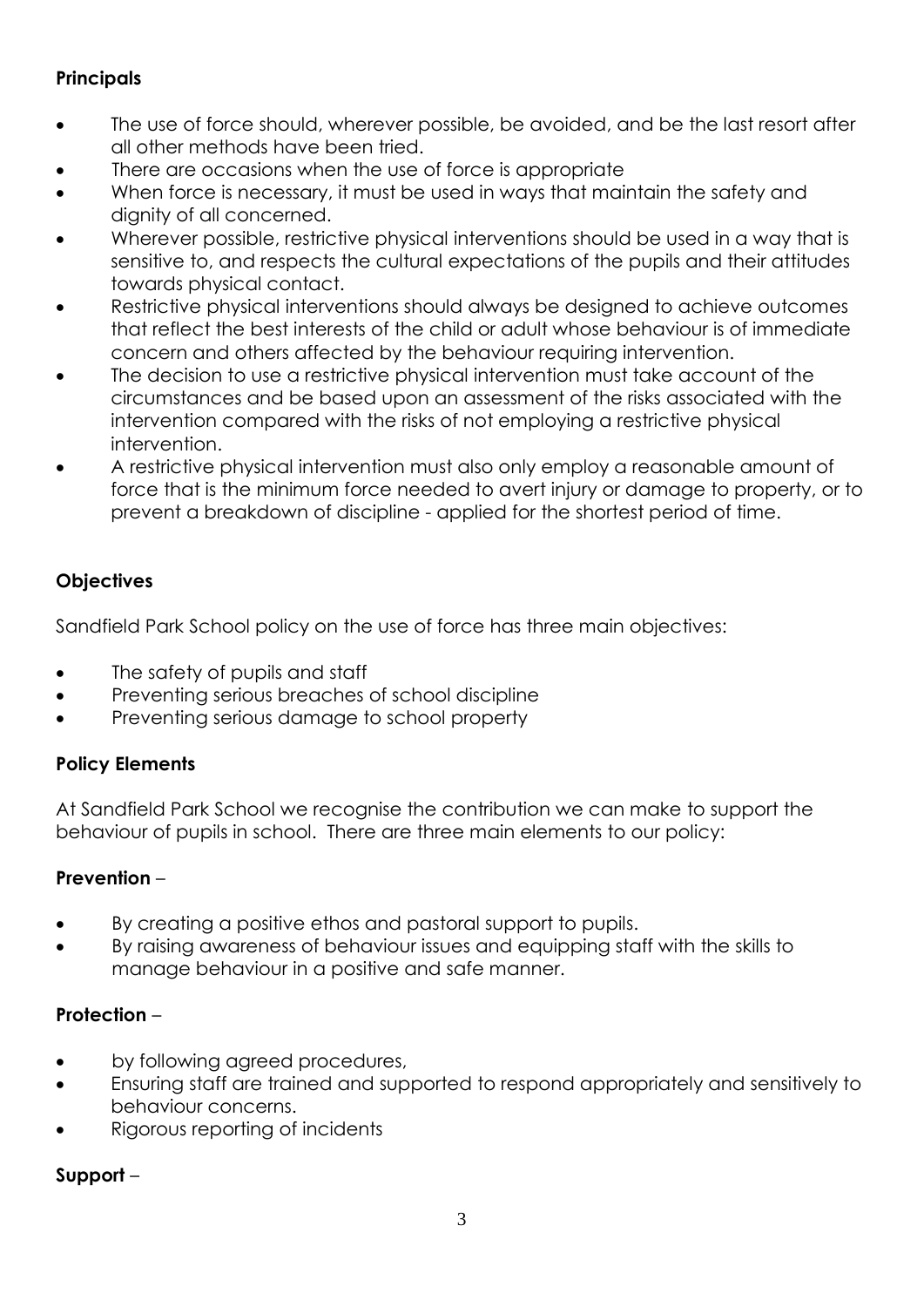**Principals**

- The use of force should, wherever possible, be avoided, and be the last resort after all other methods have been tried.
- There are occasions when the use of force is appropriate
- When force is necessary, it must be used in ways that maintain the safety and dignity of all concerned.
- Wherever possible, restrictive physical interventions should be used in a way that is sensitive to, and respects the cultural expectations of the pupils and their attitudes towards physical contact.
- Restrictive physical interventions should always be designed to achieve outcomes that reflect the best interests of the child or adult whose behaviour is of immediate concern and others affected by the behaviour requiring intervention.
- The decision to use a restrictive physical intervention must take account of the circumstances and be based upon an assessment of the risks associated with the intervention compared with the risks of not employing a restrictive physical intervention.
- A restrictive physical intervention must also only employ a reasonable amount of force that is the minimum force needed to avert injury or damage to property, or to prevent a breakdown of discipline - applied for the shortest period of time.

**Objectives**

Sandfield Park School policy on the use of force has three main objectives:

- The safety of pupils and staff
- Preventing serious breaches of school discipline
- Preventing serious damage to school property

**Policy Elements**

At Sandfield Park School we recognise the contribution we can make to support the behaviour of pupils in school. There are three main elements to our policy:

**Prevention** –

- By creating a positive ethos and pastoral support to pupils.
- By raising awareness of behaviour issues and equipping staff with the skills to manage behaviour in a positive and safe manner.

**Protection** –

- by following agreed procedures,
- Ensuring staff are trained and supported to respond appropriately and sensitively to behaviour concerns.
- Rigorous reporting of incidents

**Support** –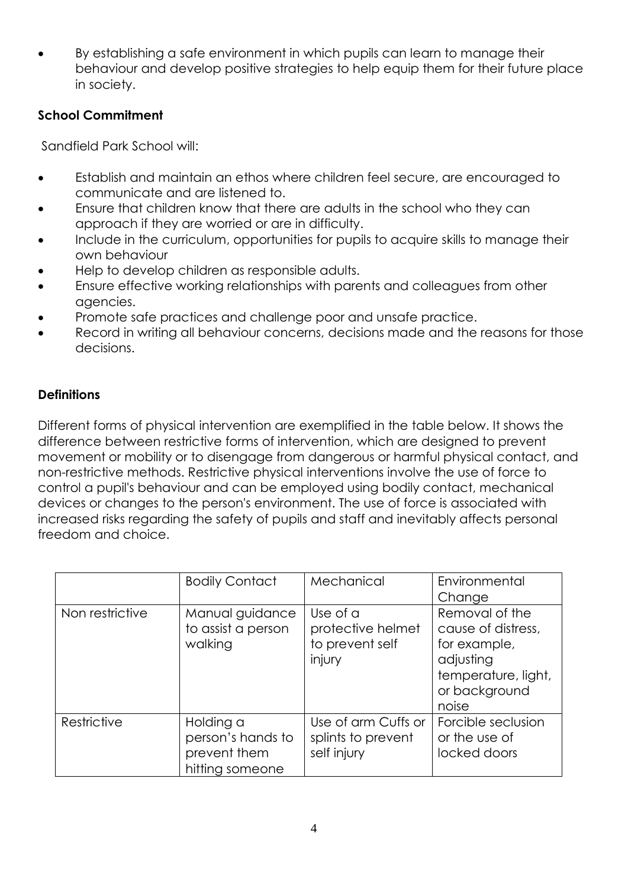- By establishing a safe environment in which pupils can learn to manage their behaviour and develop positive strategies to help equip them for their future place in society.

**School Commitment**

Sandfield Park School will:

- Establish and maintain an ethos where children feel secure, are encouraged to communicate and are listened to.
- Ensure that children know that there are adults in the school who they can approach if they are worried or are in difficulty.
- Include in the curriculum, opportunities for pupils to acquire skills to manage their own behaviour
- Help to develop children as responsible adults.
- Ensure effective working relationships with parents and colleagues from other agencies.
- Promote safe practices and challenge poor and unsafe practice.
- Record in writing all behaviour concerns, decisions made and the reasons for those decisions.

**Definitions**

Different forms of physical intervention are exemplified in the table below. It shows the difference between restrictive forms of intervention, which are designed to prevent movement or mobility or to disengage from dangerous or harmful physical contact, and non-restrictive methods. Restrictive physical interventions involve the use of force to control a pupil's behaviour and can be employed using bodily contact, mechanical devices or changes to the person's environment. The use of force is associated with increased risks regarding the safety of pupils and staff and inevitably affects personal freedom and choice.

| | Bodily Contact | Mechanical | Environmental Change |
|---|---|---|---|
| Non restrictive | Manual guidance to assist a person walking | Use of a protective helmet to prevent self injury | Removal of the cause of distress, for example, adjusting temperature, light, or background noise |
| Restrictive | Holding a person's hands to prevent them hitting someone | Use of arm Cuffs or splints to prevent self injury | Forcible seclusion or the use of locked doors |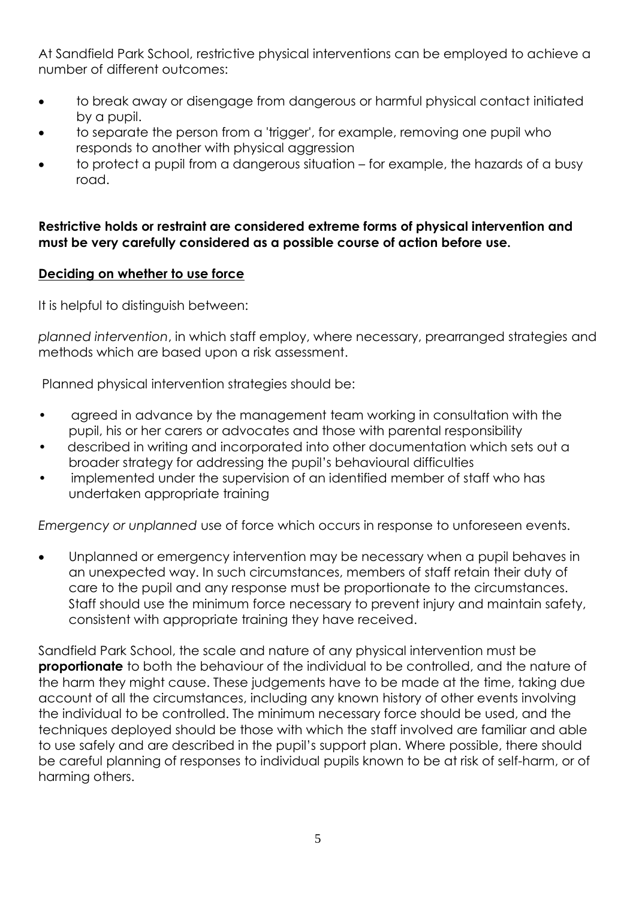At Sandfield Park School, restrictive physical interventions can be employed to achieve a number of different outcomes:

- to break away or disengage from dangerous or harmful physical contact initiated by a pupil.
- to separate the person from a 'trigger', for example, removing one pupil who responds to another with physical aggression
- to protect a pupil from a dangerous situation – for example, the hazards of a busy road.

**Restrictive holds or restraint are considered extreme forms of physical intervention and must be very carefully considered as a possible course of action before use.**

**Deciding on whether to use force**

It is helpful to distinguish between:

*planned intervention*, in which staff employ, where necessary, prearranged strategies and methods which are based upon a risk assessment.

Planned physical intervention strategies should be:

- agreed in advance by the management team working in consultation with the pupil, his or her carers or advocates and those with parental responsibility
- described in writing and incorporated into other documentation which sets out a broader strategy for addressing the pupil's behavioural difficulties
- implemented under the supervision of an identified member of staff who has undertaken appropriate training

*Emergency or unplanned* use of force which occurs in response to unforeseen events.

- Unplanned or emergency intervention may be necessary when a pupil behaves in an unexpected way. In such circumstances, members of staff retain their duty of care to the pupil and any response must be proportionate to the circumstances. Staff should use the minimum force necessary to prevent injury and maintain safety, consistent with appropriate training they have received.

Sandfield Park School, the scale and nature of any physical intervention must be **proportionate** to both the behaviour of the individual to be controlled, and the nature of the harm they might cause. These judgements have to be made at the time, taking due account of all the circumstances, including any known history of other events involving the individual to be controlled. The minimum necessary force should be used, and the techniques deployed should be those with which the staff involved are familiar and able to use safely and are described in the pupil's support plan. Where possible, there should be careful planning of responses to individual pupils known to be at risk of self-harm, or of harming others.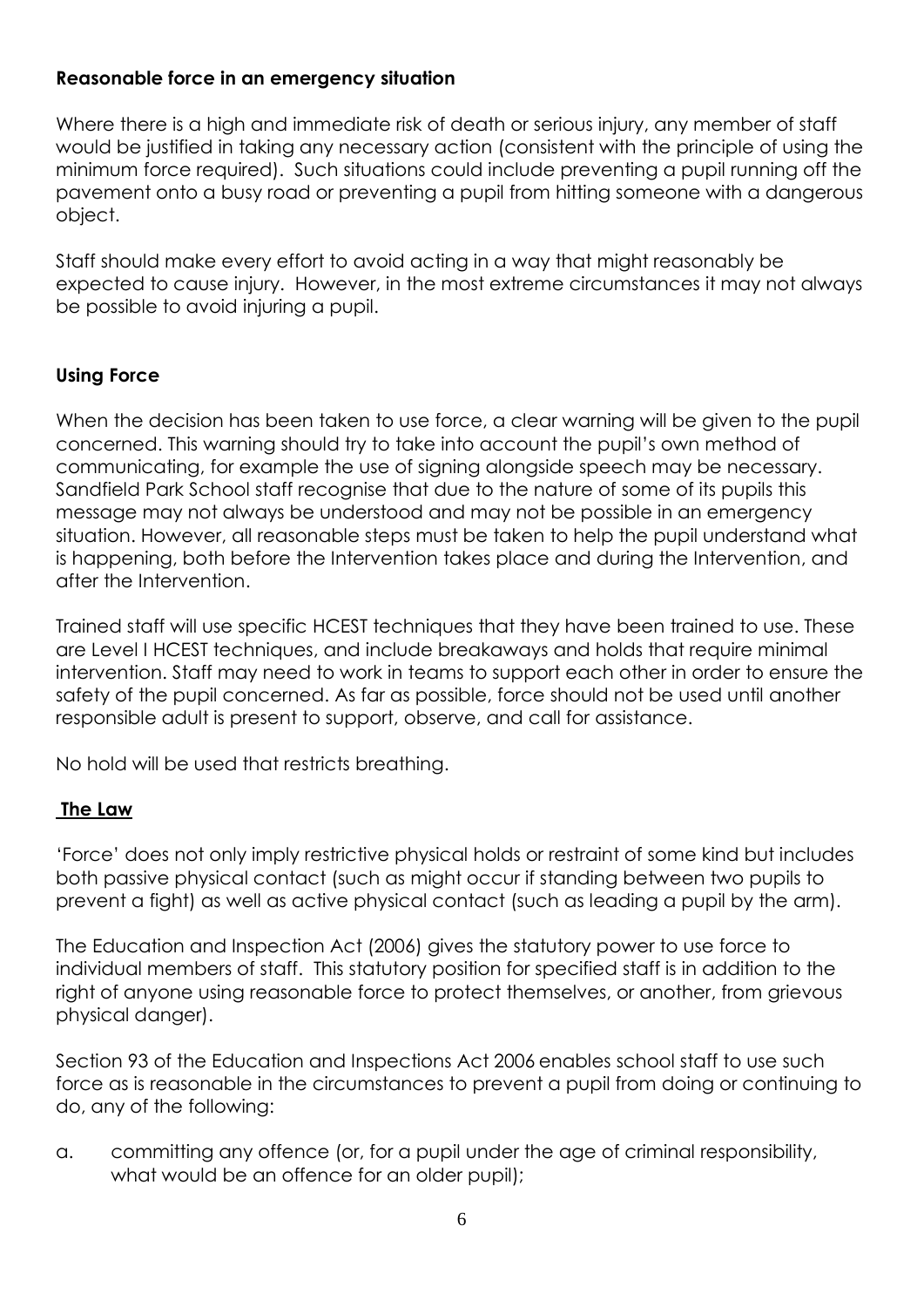**Reasonable force in an emergency situation**

Where there is a high and immediate risk of death or serious injury, any member of staff would be justified in taking any necessary action (consistent with the principle of using the minimum force required). Such situations could include preventing a pupil running off the pavement onto a busy road or preventing a pupil from hitting someone with a dangerous object.

Staff should make every effort to avoid acting in a way that might reasonably be expected to cause injury. However, in the most extreme circumstances it may not always be possible to avoid injuring a pupil.

**Using Force**

When the decision has been taken to use force, a clear warning will be given to the pupil concerned. This warning should try to take into account the pupil's own method of communicating, for example the use of signing alongside speech may be necessary. Sandfield Park School staff recognise that due to the nature of some of its pupils this message may not always be understood and may not be possible in an emergency situation. However, all reasonable steps must be taken to help the pupil understand what is happening, both before the Intervention takes place and during the Intervention, and after the Intervention.

Trained staff will use specific HCEST techniques that they have been trained to use. These are Level I HCEST techniques, and include breakaways and holds that require minimal intervention. Staff may need to work in teams to support each other in order to ensure the safety of the pupil concerned. As far as possible, force should not be used until another responsible adult is present to support, observe, and call for assistance.

No hold will be used that restricts breathing.

**The Law**

'Force' does not only imply restrictive physical holds or restraint of some kind but includes both passive physical contact (such as might occur if standing between two pupils to prevent a fight) as well as active physical contact (such as leading a pupil by the arm).

The Education and Inspection Act (2006) gives the statutory power to use force to individual members of staff. This statutory position for specified staff is in addition to the right of anyone using reasonable force to protect themselves, or another, from grievous physical danger).

Section 93 of the Education and Inspections Act 2006 enables school staff to use such force as is reasonable in the circumstances to prevent a pupil from doing or continuing to do, any of the following:

a. committing any offence (or, for a pupil under the age of criminal responsibility, what would be an offence for an older pupil);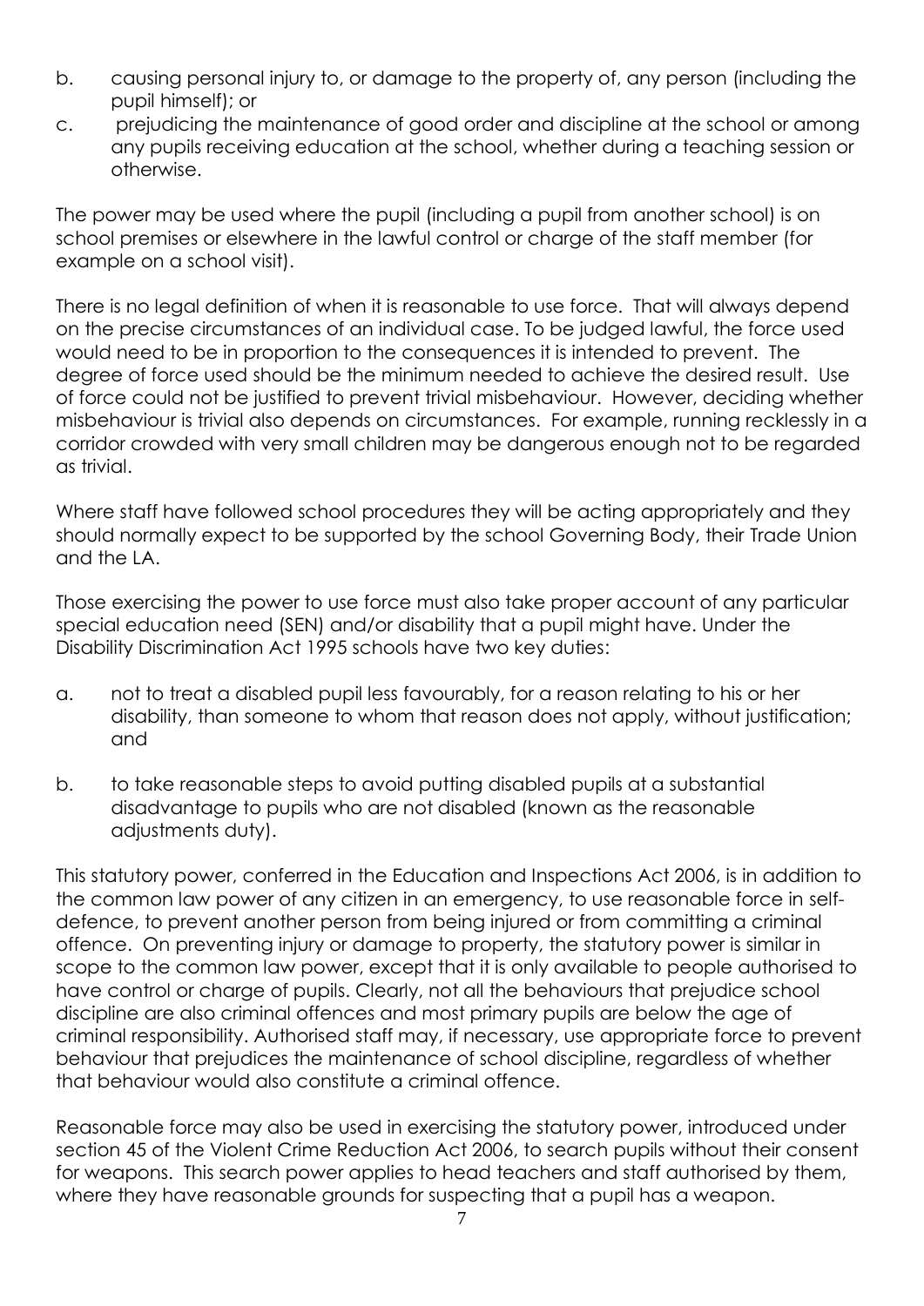b. causing personal injury to, or damage to the property of, any person (including the pupil himself); or

c. prejudicing the maintenance of good order and discipline at the school or among any pupils receiving education at the school, whether during a teaching session or otherwise.

The power may be used where the pupil (including a pupil from another school) is on school premises or elsewhere in the lawful control or charge of the staff member (for example on a school visit).

There is no legal definition of when it is reasonable to use force. That will always depend on the precise circumstances of an individual case. To be judged lawful, the force used would need to be in proportion to the consequences it is intended to prevent. The degree of force used should be the minimum needed to achieve the desired result. Use of force could not be justified to prevent trivial misbehaviour. However, deciding whether misbehaviour is trivial also depends on circumstances. For example, running recklessly in a corridor crowded with very small children may be dangerous enough not to be regarded as trivial.

Where staff have followed school procedures they will be acting appropriately and they should normally expect to be supported by the school Governing Body, their Trade Union and the LA.

Those exercising the power to use force must also take proper account of any particular special education need (SEN) and/or disability that a pupil might have. Under the Disability Discrimination Act 1995 schools have two key duties:

a. not to treat a disabled pupil less favourably, for a reason relating to his or her disability, than someone to whom that reason does not apply, without justification; and

b. to take reasonable steps to avoid putting disabled pupils at a substantial disadvantage to pupils who are not disabled (known as the reasonable adjustments duty).

This statutory power, conferred in the Education and Inspections Act 2006, is in addition to the common law power of any citizen in an emergency, to use reasonable force in self-defence, to prevent another person from being injured or from committing a criminal offence. On preventing injury or damage to property, the statutory power is similar in scope to the common law power, except that it is only available to people authorised to have control or charge of pupils. Clearly, not all the behaviours that prejudice school discipline are also criminal offences and most primary pupils are below the age of criminal responsibility. Authorised staff may, if necessary, use appropriate force to prevent behaviour that prejudices the maintenance of school discipline, regardless of whether that behaviour would also constitute a criminal offence.

Reasonable force may also be used in exercising the statutory power, introduced under section 45 of the Violent Crime Reduction Act 2006, to search pupils without their consent for weapons. This search power applies to head teachers and staff authorised by them, where they have reasonable grounds for suspecting that a pupil has a weapon.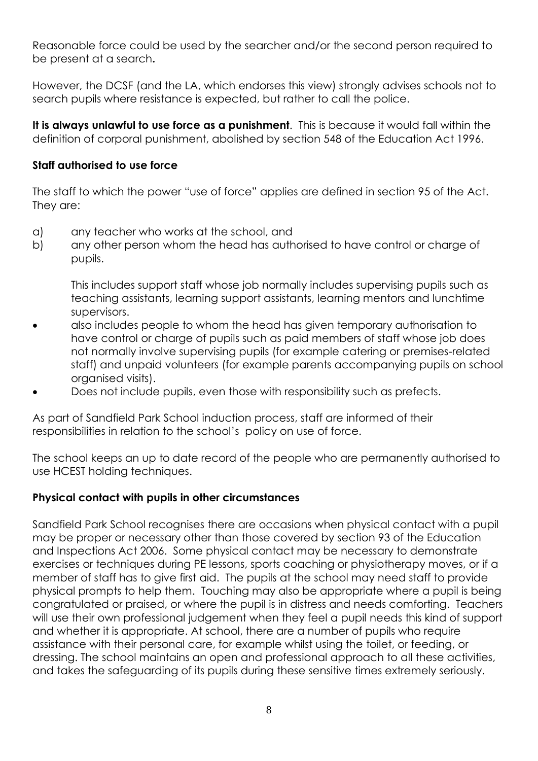Reasonable force could be used by the searcher and/or the second person required to be present at a search**.**

However, the DCSF (and the LA, which endorses this view) strongly advises schools not to search pupils where resistance is expected, but rather to call the police.

**It is always unlawful to use force as a punishment**. This is because it would fall within the definition of corporal punishment, abolished by section 548 of the Education Act 1996.

**Staff authorised to use force**

The staff to which the power "use of force" applies are defined in section 95 of the Act. They are:

a) any teacher who works at the school, and
b) any other person whom the head has authorised to have control or charge of pupils.

   This includes support staff whose job normally includes supervising pupils such as teaching assistants, learning support assistants, learning mentors and lunchtime supervisors.

- also includes people to whom the head has given temporary authorisation to have control or charge of pupils such as paid members of staff whose job does not normally involve supervising pupils (for example catering or premises-related staff) and unpaid volunteers (for example parents accompanying pupils on school organised visits).
- Does not include pupils, even those with responsibility such as prefects.

As part of Sandfield Park School induction process, staff are informed of their responsibilities in relation to the school's policy on use of force.

The school keeps an up to date record of the people who are permanently authorised to use HCEST holding techniques.

**Physical contact with pupils in other circumstances**

Sandfield Park School recognises there are occasions when physical contact with a pupil may be proper or necessary other than those covered by section 93 of the Education and Inspections Act 2006. Some physical contact may be necessary to demonstrate exercises or techniques during PE lessons, sports coaching or physiotherapy moves, or if a member of staff has to give first aid. The pupils at the school may need staff to provide physical prompts to help them. Touching may also be appropriate where a pupil is being congratulated or praised, or where the pupil is in distress and needs comforting. Teachers will use their own professional judgement when they feel a pupil needs this kind of support and whether it is appropriate. At school, there are a number of pupils who require assistance with their personal care, for example whilst using the toilet, or feeding, or dressing. The school maintains an open and professional approach to all these activities, and takes the safeguarding of its pupils during these sensitive times extremely seriously.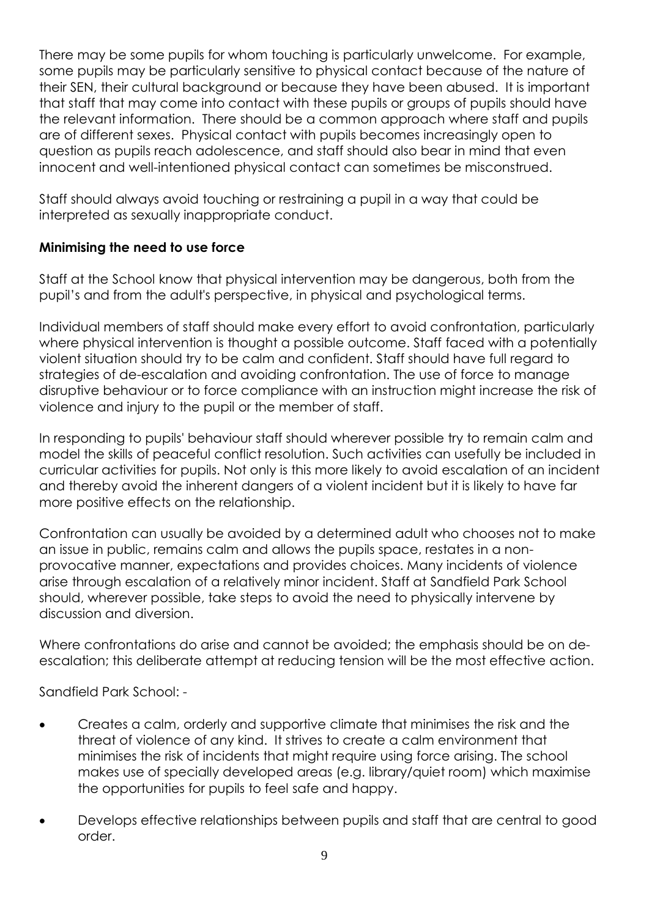There may be some pupils for whom touching is particularly unwelcome. For example, some pupils may be particularly sensitive to physical contact because of the nature of their SEN, their cultural background or because they have been abused. It is important that staff that may come into contact with these pupils or groups of pupils should have the relevant information. There should be a common approach where staff and pupils are of different sexes. Physical contact with pupils becomes increasingly open to question as pupils reach adolescence, and staff should also bear in mind that even innocent and well-intentioned physical contact can sometimes be misconstrued.

Staff should always avoid touching or restraining a pupil in a way that could be interpreted as sexually inappropriate conduct.

**Minimising the need to use force**

Staff at the School know that physical intervention may be dangerous, both from the pupil's and from the adult's perspective, in physical and psychological terms.

Individual members of staff should make every effort to avoid confrontation, particularly where physical intervention is thought a possible outcome. Staff faced with a potentially violent situation should try to be calm and confident. Staff should have full regard to strategies of de-escalation and avoiding confrontation. The use of force to manage disruptive behaviour or to force compliance with an instruction might increase the risk of violence and injury to the pupil or the member of staff.

In responding to pupils' behaviour staff should wherever possible try to remain calm and model the skills of peaceful conflict resolution. Such activities can usefully be included in curricular activities for pupils. Not only is this more likely to avoid escalation of an incident and thereby avoid the inherent dangers of a violent incident but it is likely to have far more positive effects on the relationship.

Confrontation can usually be avoided by a determined adult who chooses not to make an issue in public, remains calm and allows the pupils space, restates in a non-provocative manner, expectations and provides choices. Many incidents of violence arise through escalation of a relatively minor incident. Staff at Sandfield Park School should, wherever possible, take steps to avoid the need to physically intervene by discussion and diversion.

Where confrontations do arise and cannot be avoided; the emphasis should be on de-escalation; this deliberate attempt at reducing tension will be the most effective action.

Sandfield Park School: -

- Creates a calm, orderly and supportive climate that minimises the risk and the threat of violence of any kind. It strives to create a calm environment that minimises the risk of incidents that might require using force arising. The school makes use of specially developed areas (e.g. library/quiet room) which maximise the opportunities for pupils to feel safe and happy.
- Develops effective relationships between pupils and staff that are central to good order.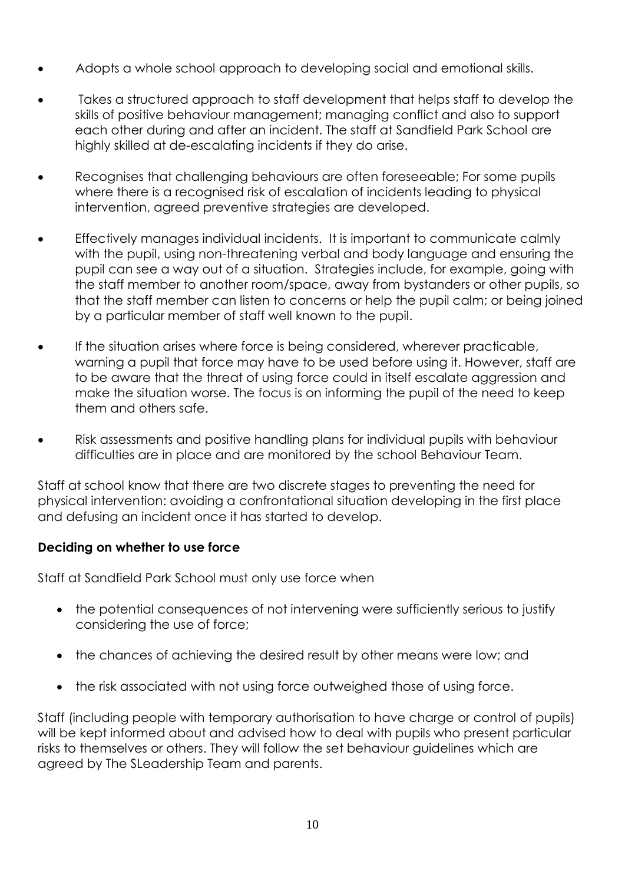- Adopts a whole school approach to developing social and emotional skills.
- Takes a structured approach to staff development that helps staff to develop the skills of positive behaviour management; managing conflict and also to support each other during and after an incident. The staff at Sandfield Park School are highly skilled at de-escalating incidents if they do arise.
- Recognises that challenging behaviours are often foreseeable; For some pupils where there is a recognised risk of escalation of incidents leading to physical intervention, agreed preventive strategies are developed.
- Effectively manages individual incidents. It is important to communicate calmly with the pupil, using non-threatening verbal and body language and ensuring the pupil can see a way out of a situation. Strategies include, for example, going with the staff member to another room/space, away from bystanders or other pupils, so that the staff member can listen to concerns or help the pupil calm; or being joined by a particular member of staff well known to the pupil.
- If the situation arises where force is being considered, wherever practicable, warning a pupil that force may have to be used before using it. However, staff are to be aware that the threat of using force could in itself escalate aggression and make the situation worse. The focus is on informing the pupil of the need to keep them and others safe.
- Risk assessments and positive handling plans for individual pupils with behaviour difficulties are in place and are monitored by the school Behaviour Team.

Staff at school know that there are two discrete stages to preventing the need for physical intervention: avoiding a confrontational situation developing in the first place and defusing an incident once it has started to develop.

**Deciding on whether to use force**

Staff at Sandfield Park School must only use force when

- the potential consequences of not intervening were sufficiently serious to justify considering the use of force;
- the chances of achieving the desired result by other means were low; and
- the risk associated with not using force outweighed those of using force.

Staff (including people with temporary authorisation to have charge or control of pupils) will be kept informed about and advised how to deal with pupils who present particular risks to themselves or others. They will follow the set behaviour guidelines which are agreed by The SLeadership Team and parents.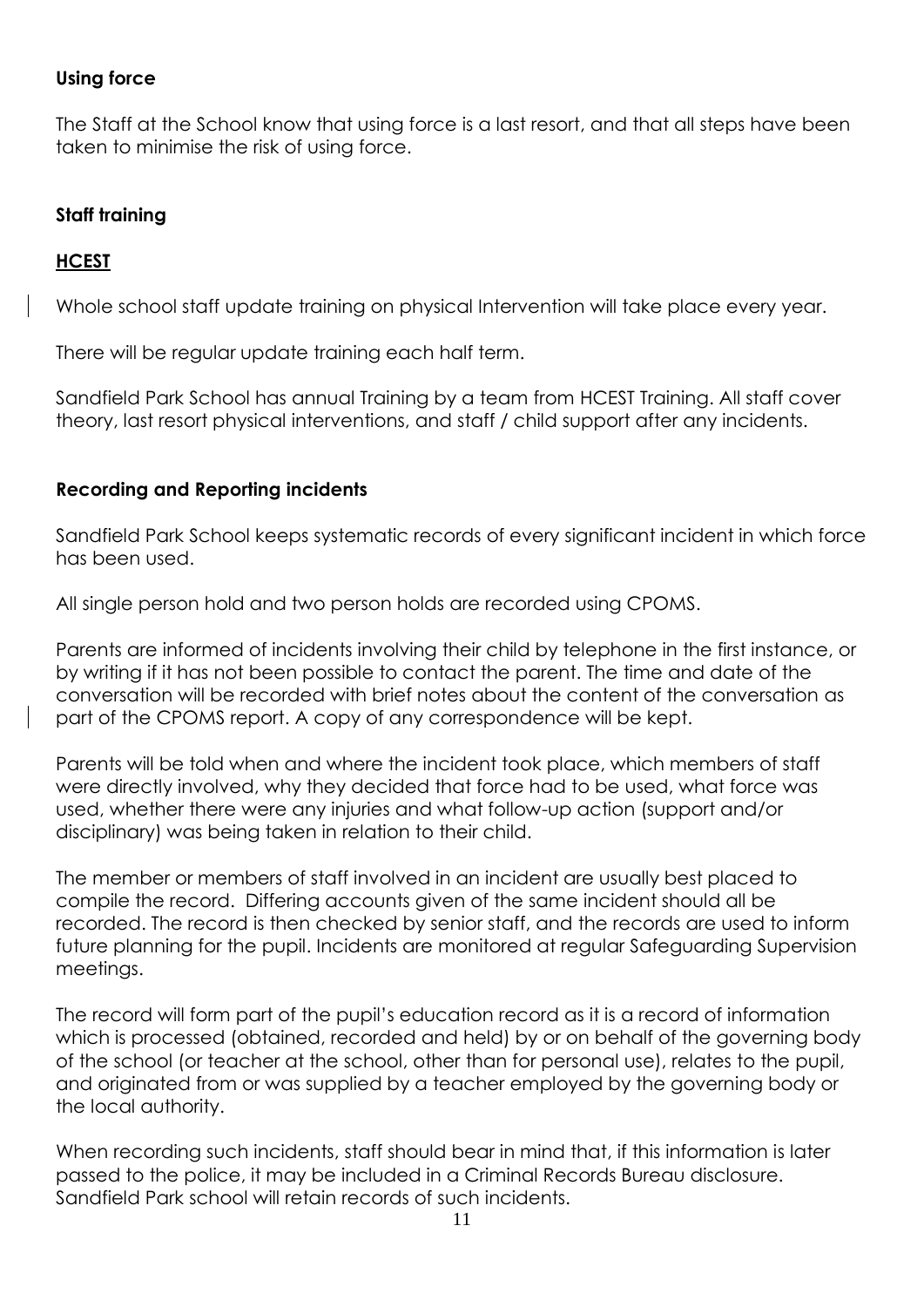### Using force

The Staff at the School know that using force is a last resort, and that all steps have been taken to minimise the risk of using force.

### Staff training

**HCEST**

Whole school staff update training on physical Intervention will take place every year.

There will be regular update training each half term.

Sandfield Park School has annual Training by a team from HCEST Training. All staff cover theory, last resort physical interventions, and staff / child support after any incidents.

### Recording and Reporting incidents

Sandfield Park School keeps systematic records of every significant incident in which force has been used.

All single person hold and two person holds are recorded using CPOMS.

Parents are informed of incidents involving their child by telephone in the first instance, or by writing if it has not been possible to contact the parent. The time and date of the conversation will be recorded with brief notes about the content of the conversation as part of the CPOMS report. A copy of any correspondence will be kept.

Parents will be told when and where the incident took place, which members of staff were directly involved, why they decided that force had to be used, what force was used, whether there were any injuries and what follow-up action (support and/or disciplinary) was being taken in relation to their child.

The member or members of staff involved in an incident are usually best placed to compile the record. Differing accounts given of the same incident should all be recorded. The record is then checked by senior staff, and the records are used to inform future planning for the pupil. Incidents are monitored at regular Safeguarding Supervision meetings.

The record will form part of the pupil's education record as it is a record of information which is processed (obtained, recorded and held) by or on behalf of the governing body of the school (or teacher at the school, other than for personal use), relates to the pupil, and originated from or was supplied by a teacher employed by the governing body or the local authority.

When recording such incidents, staff should bear in mind that, if this information is later passed to the police, it may be included in a Criminal Records Bureau disclosure. Sandfield Park school will retain records of such incidents.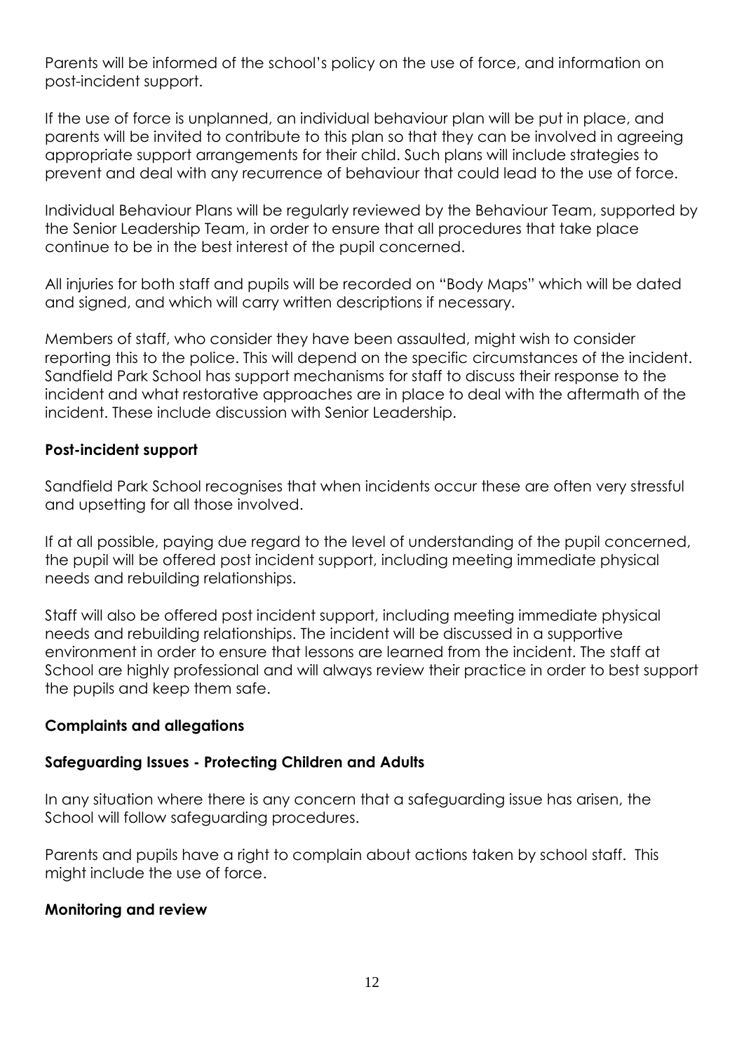Parents will be informed of the school's policy on the use of force, and information on post-incident support.

If the use of force is unplanned, an individual behaviour plan will be put in place, and parents will be invited to contribute to this plan so that they can be involved in agreeing appropriate support arrangements for their child. Such plans will include strategies to prevent and deal with any recurrence of behaviour that could lead to the use of force.

Individual Behaviour Plans will be regularly reviewed by the Behaviour Team, supported by the Senior Leadership Team, in order to ensure that all procedures that take place continue to be in the best interest of the pupil concerned.

All injuries for both staff and pupils will be recorded on "Body Maps" which will be dated and signed, and which will carry written descriptions if necessary.

Members of staff, who consider they have been assaulted, might wish to consider reporting this to the police. This will depend on the specific circumstances of the incident. Sandfield Park School has support mechanisms for staff to discuss their response to the incident and what restorative approaches are in place to deal with the aftermath of the incident. These include discussion with Senior Leadership.

**Post-incident support**

Sandfield Park School recognises that when incidents occur these are often very stressful and upsetting for all those involved.

If at all possible, paying due regard to the level of understanding of the pupil concerned, the pupil will be offered post incident support, including meeting immediate physical needs and rebuilding relationships.

Staff will also be offered post incident support, including meeting immediate physical needs and rebuilding relationships. The incident will be discussed in a supportive environment in order to ensure that lessons are learned from the incident. The staff at School are highly professional and will always review their practice in order to best support the pupils and keep them safe.

**Complaints and allegations**

**Safeguarding Issues - Protecting Children and Adults**

In any situation where there is any concern that a safeguarding issue has arisen, the School will follow safeguarding procedures.

Parents and pupils have a right to complain about actions taken by school staff. This might include the use of force.

**Monitoring and review**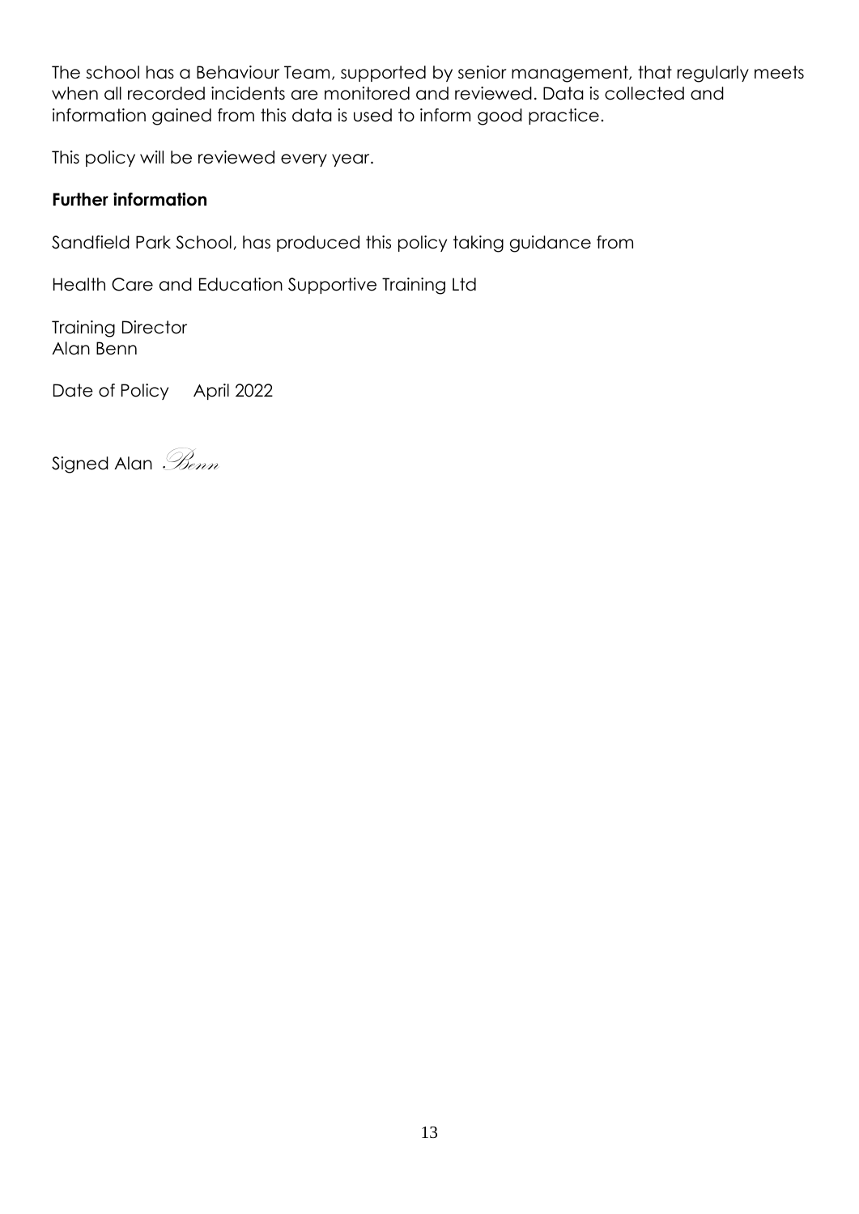The school has a Behaviour Team, supported by senior management, that regularly meets when all recorded incidents are monitored and reviewed. Data is collected and information gained from this data is used to inform good practice.

This policy will be reviewed every year.

**Further information**

Sandfield Park School, has produced this policy taking guidance from

Health Care and Education Supportive Training Ltd

Training Director
Alan Benn

Date of Policy April 2022

Signed Alan .*Benn*